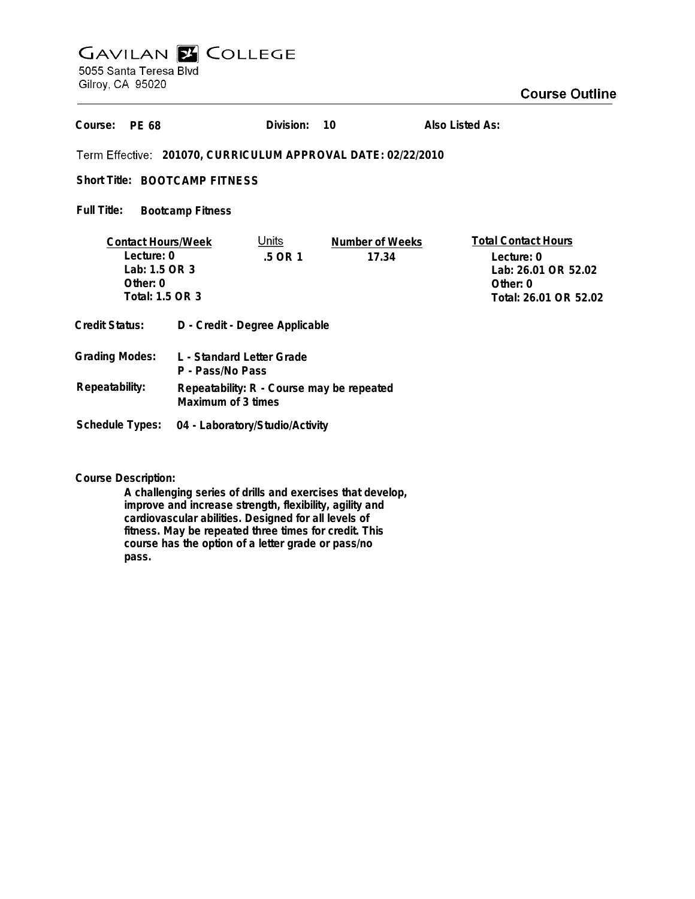# GAVILAN COLLEGE

5055 Santa Teresa Blvd
Gilroy, CA 95020

## Course Outline

**Course:** PE 68 **Division:** 10 **Also Listed As:**

Term Effective: **201070, CURRICULUM APPROVAL DATE: 02/22/2010**

**Short Title:** BOOTCAMP FITNESS

**Full Title:** Bootcamp Fitness

| Contact Hours/Week | Units | Number of Weeks | Total Contact Hours |
|---|---|---|---|
| Lecture: 0 | .5 OR 1 | 17.34 | Lecture: 0 |
| Lab: 1.5 OR 3 | | | Lab: 26.01 OR 52.02 |
| Other: 0 | | | Other: 0 |
| Total: 1.5 OR 3 | | | Total: 26.01 OR 52.02 |

**Credit Status:** D - Credit - Degree Applicable

**Grading Modes:** L - Standard Letter Grade
P - Pass/No Pass

**Repeatability:** Repeatability: R - Course may be repeated
Maximum of 3 times

**Schedule Types:** 04 - Laboratory/Studio/Activity

**Course Description:**

A challenging series of drills and exercises that develop, improve and increase strength, flexibility, agility and cardiovascular abilities. Designed for all levels of fitness. May be repeated three times for credit. This course has the option of a letter grade or pass/no pass.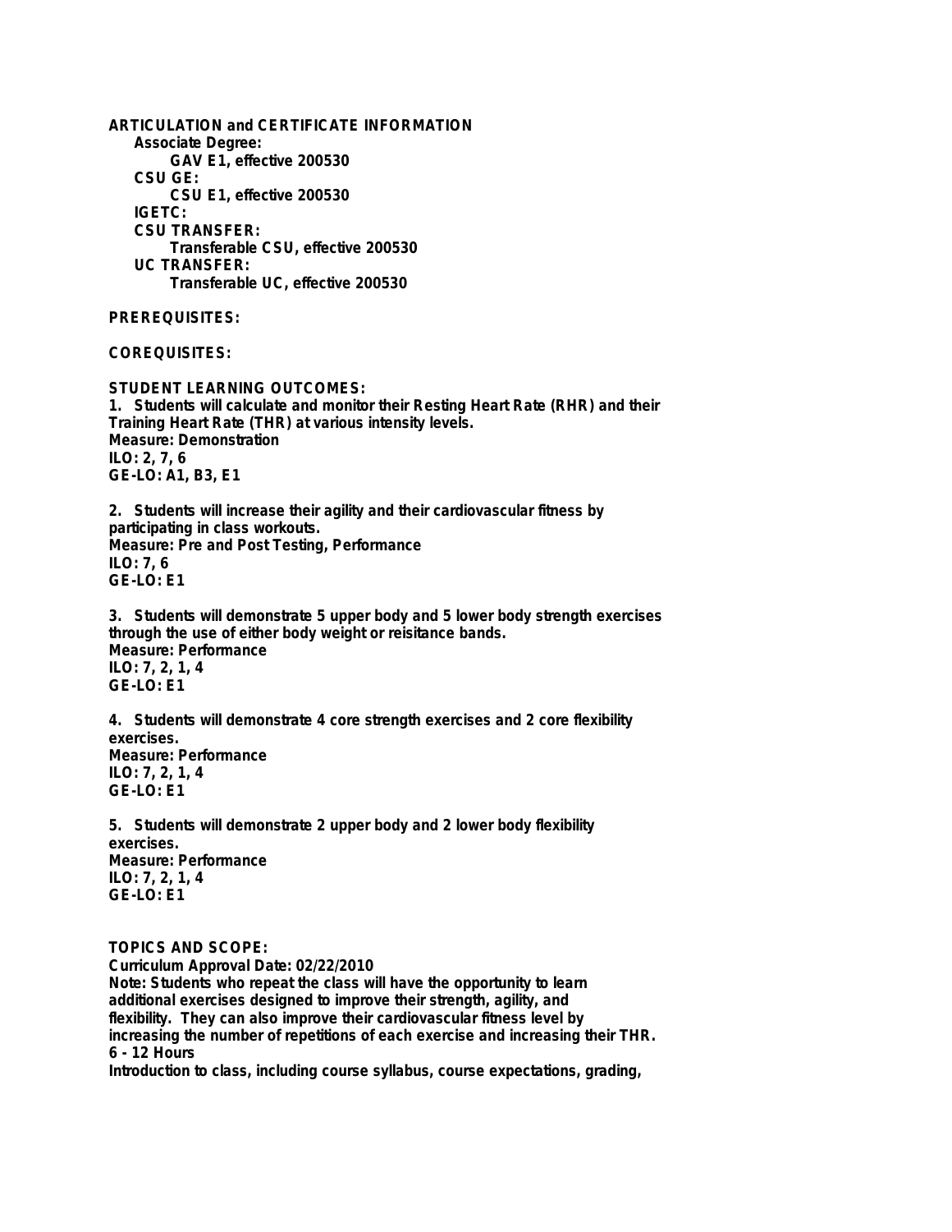**ARTICULATION and CERTIFICATE INFORMATION**

**Associate Degree:**

**GAV E1, effective 200530**

**CSU GE:**

**CSU E1, effective 200530**

**IGETC:**

**CSU TRANSFER:**

**Transferable CSU, effective 200530**

**UC TRANSFER:**

**Transferable UC, effective 200530**

**PREREQUISITES:**

**COREQUISITES:**

**STUDENT LEARNING OUTCOMES:**

**1. Students will calculate and monitor their Resting Heart Rate (RHR) and their Training Heart Rate (THR) at various intensity levels.**
**Measure: Demonstration**
**ILO: 2, 7, 6**
**GE-LO: A1, B3, E1**

**2. Students will increase their agility and their cardiovascular fitness by participating in class workouts.**
**Measure: Pre and Post Testing, Performance**
**ILO: 7, 6**
**GE-LO: E1**

**3. Students will demonstrate 5 upper body and 5 lower body strength exercises through the use of either body weight or reisitance bands.**
**Measure: Performance**
**ILO: 7, 2, 1, 4**
**GE-LO: E1**

**4. Students will demonstrate 4 core strength exercises and 2 core flexibility exercises.**
**Measure: Performance**
**ILO: 7, 2, 1, 4**
**GE-LO: E1**

**5. Students will demonstrate 2 upper body and 2 lower body flexibility exercises.**
**Measure: Performance**
**ILO: 7, 2, 1, 4**
**GE-LO: E1**

**TOPICS AND SCOPE:**

**Curriculum Approval Date: 02/22/2010**

**Note: Students who repeat the class will have the opportunity to learn additional exercises designed to improve their strength, agility, and flexibility. They can also improve their cardiovascular fitness level by increasing the number of repetitions of each exercise and increasing their THR.**

**6 - 12 Hours**

**Introduction to class, including course syllabus, course expectations, grading,**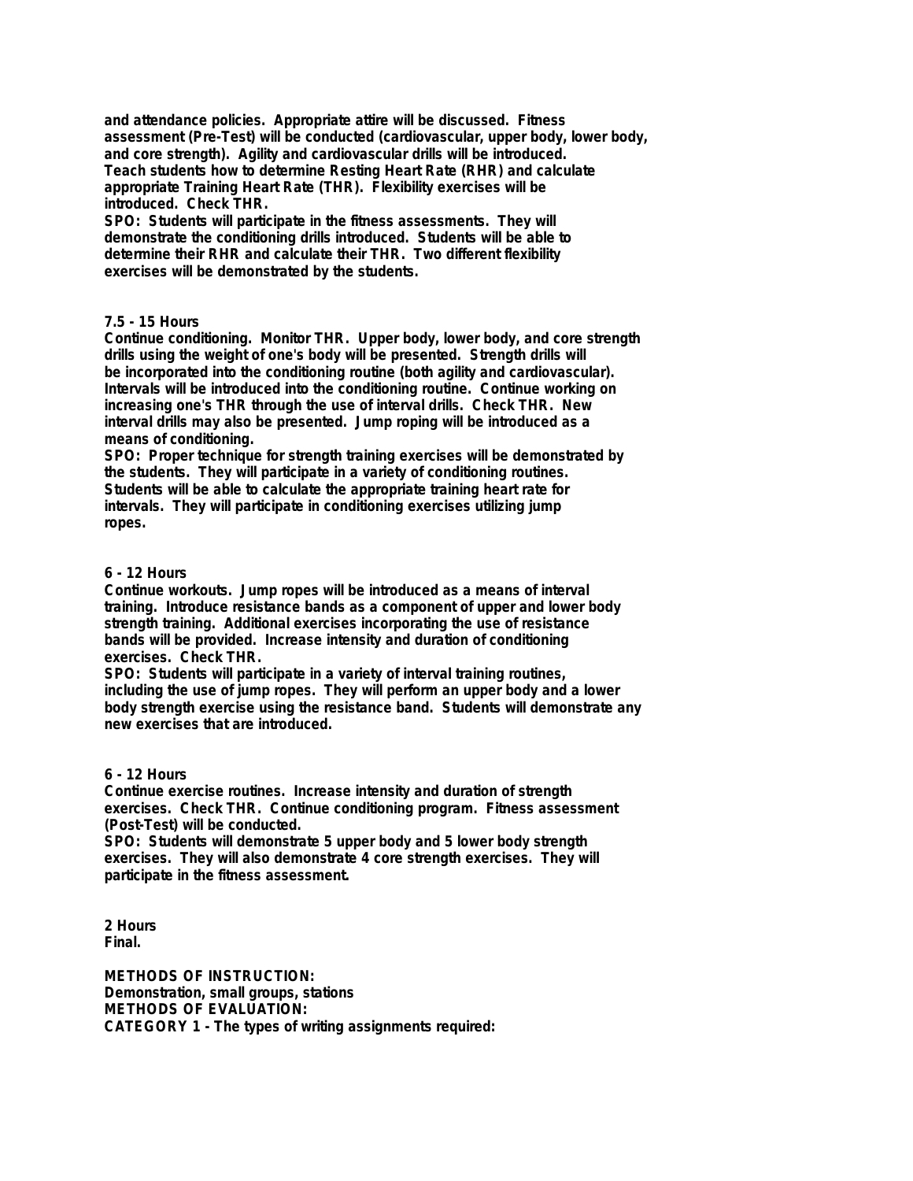and attendance policies. Appropriate attire will be discussed. Fitness assessment (Pre-Test) will be conducted (cardiovascular, upper body, lower body, and core strength). Agility and cardiovascular drills will be introduced. Teach students how to determine Resting Heart Rate (RHR) and calculate appropriate Training Heart Rate (THR). Flexibility exercises will be introduced. Check THR.
SPO: Students will participate in the fitness assessments. They will demonstrate the conditioning drills introduced. Students will be able to determine their RHR and calculate their THR. Two different flexibility exercises will be demonstrated by the students.

**7.5 - 15 Hours**
Continue conditioning. Monitor THR. Upper body, lower body, and core strength drills using the weight of one's body will be presented. Strength drills will be incorporated into the conditioning routine (both agility and cardiovascular). Intervals will be introduced into the conditioning routine. Continue working on increasing one's THR through the use of interval drills. Check THR. New interval drills may also be presented. Jump roping will be introduced as a means of conditioning.
SPO: Proper technique for strength training exercises will be demonstrated by the students. They will participate in a variety of conditioning routines. Students will be able to calculate the appropriate training heart rate for intervals. They will participate in conditioning exercises utilizing jump ropes.

**6 - 12 Hours**
Continue workouts. Jump ropes will be introduced as a means of interval training. Introduce resistance bands as a component of upper and lower body strength training. Additional exercises incorporating the use of resistance bands will be provided. Increase intensity and duration of conditioning exercises. Check THR.
SPO: Students will participate in a variety of interval training routines, including the use of jump ropes. They will perform an upper body and a lower body strength exercise using the resistance band. Students will demonstrate any new exercises that are introduced.

**6 - 12 Hours**
Continue exercise routines. Increase intensity and duration of strength exercises. Check THR. Continue conditioning program. Fitness assessment (Post-Test) will be conducted.
SPO: Students will demonstrate 5 upper body and 5 lower body strength exercises. They will also demonstrate 4 core strength exercises. They will participate in the fitness assessment.

**2 Hours**
Final.

**METHODS OF INSTRUCTION:**
Demonstration, small groups, stations
**METHODS OF EVALUATION:**
CATEGORY 1 - The types of writing assignments required: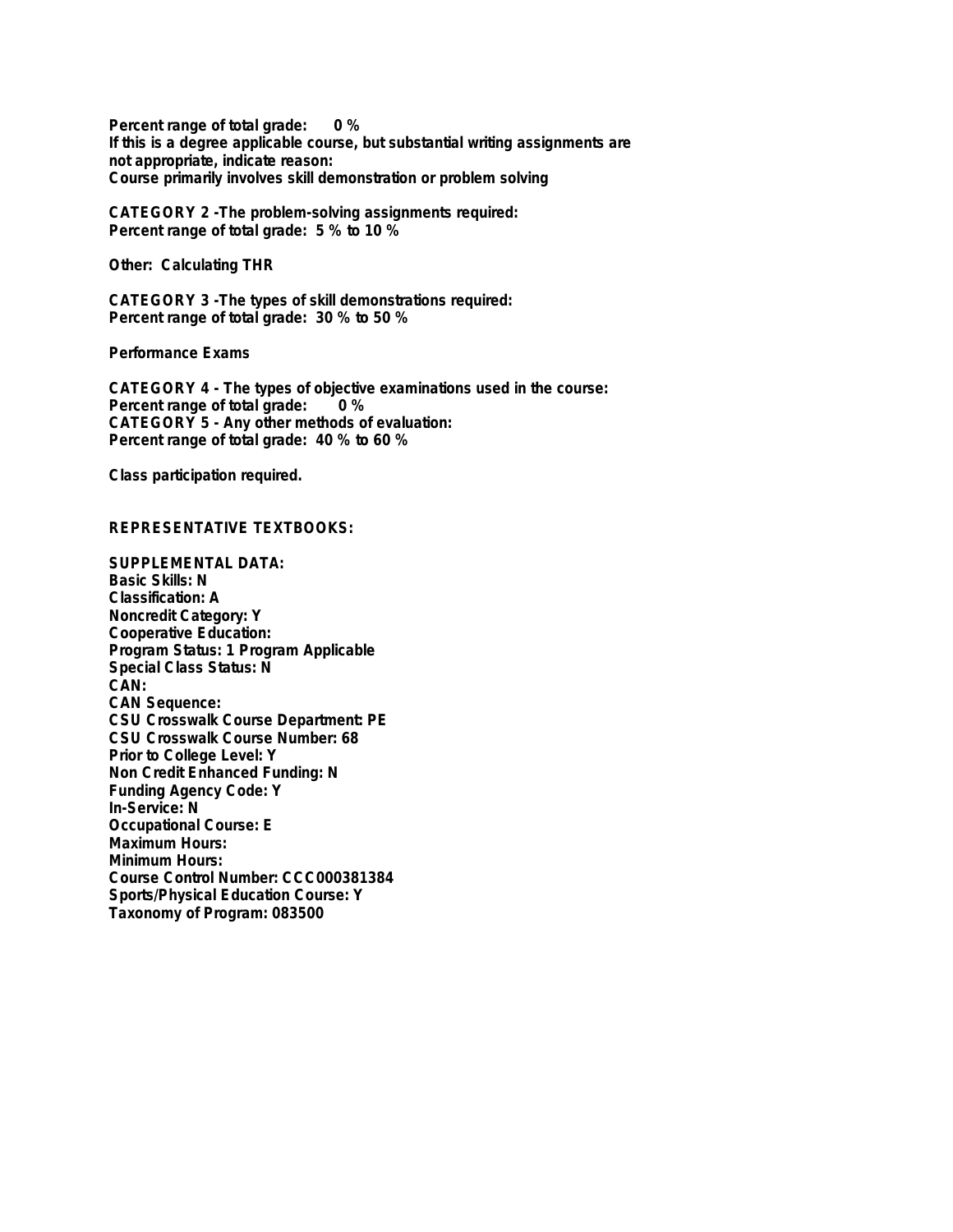**Percent range of total grade: 0 %**
**If this is a degree applicable course, but substantial writing assignments are not appropriate, indicate reason:**
**Course primarily involves skill demonstration or problem solving**

**CATEGORY 2 -The problem-solving assignments required:**
**Percent range of total grade: 5 % to 10 %**

**Other: Calculating THR**

**CATEGORY 3 -The types of skill demonstrations required:**
**Percent range of total grade: 30 % to 50 %**

**Performance Exams**

**CATEGORY 4 - The types of objective examinations used in the course:**
**Percent range of total grade: 0 %**
**CATEGORY 5 - Any other methods of evaluation:**
**Percent range of total grade: 40 % to 60 %**

**Class participation required.**

**REPRESENTATIVE TEXTBOOKS:**

**SUPPLEMENTAL DATA:**
**Basic Skills: N**
**Classification: A**
**Noncredit Category: Y**
**Cooperative Education:**
**Program Status: 1 Program Applicable**
**Special Class Status: N**
**CAN:**
**CAN Sequence:**
**CSU Crosswalk Course Department: PE**
**CSU Crosswalk Course Number: 68**
**Prior to College Level: Y**
**Non Credit Enhanced Funding: N**
**Funding Agency Code: Y**
**In-Service: N**
**Occupational Course: E**
**Maximum Hours:**
**Minimum Hours:**
**Course Control Number: CCC000381384**
**Sports/Physical Education Course: Y**
**Taxonomy of Program: 083500**